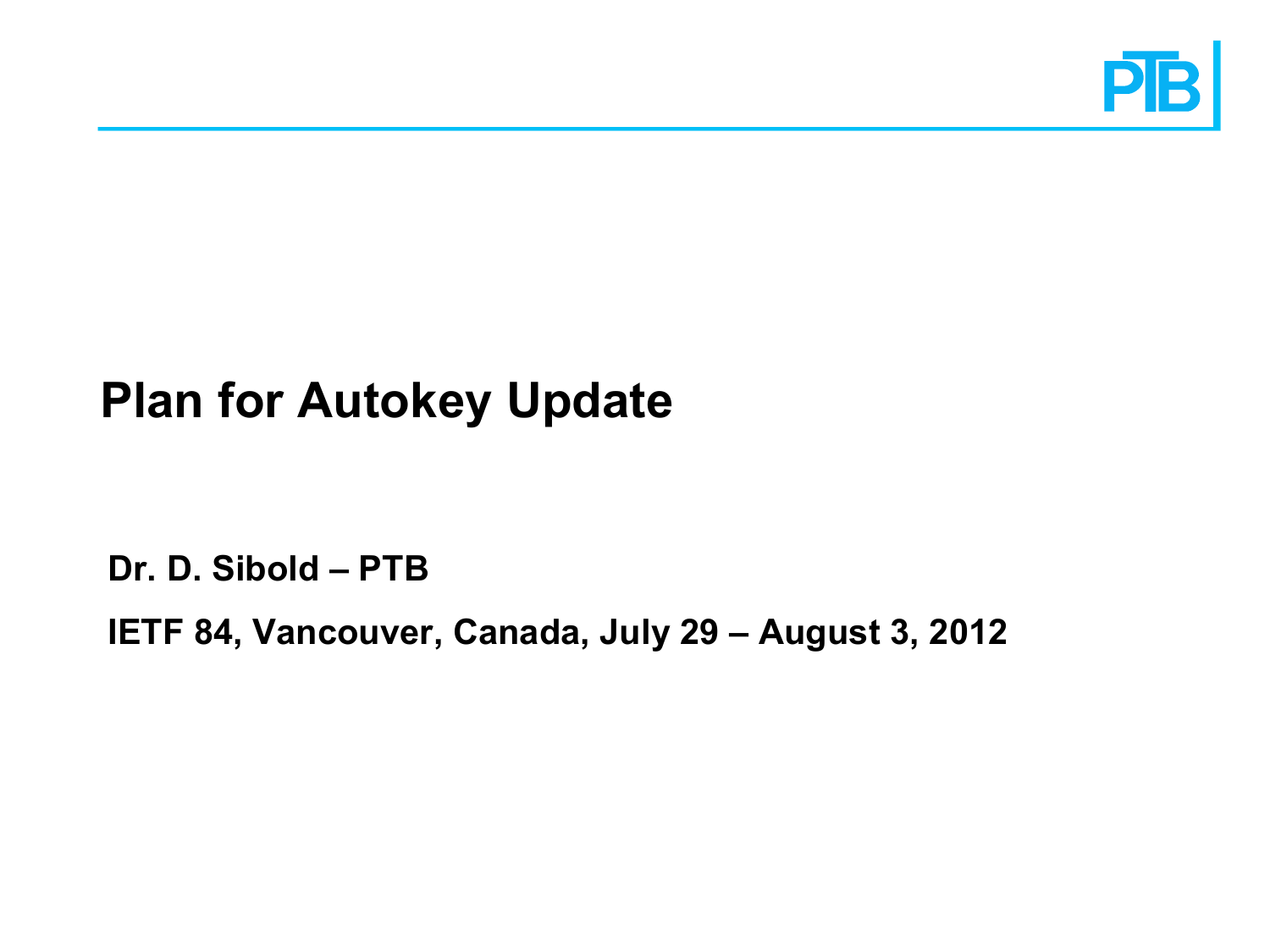# Plan for Autokey Update

**Dr. D. Sibold – PTB**

**IETF 84, Vancouver, Canada, July 29 – August 3, 2012**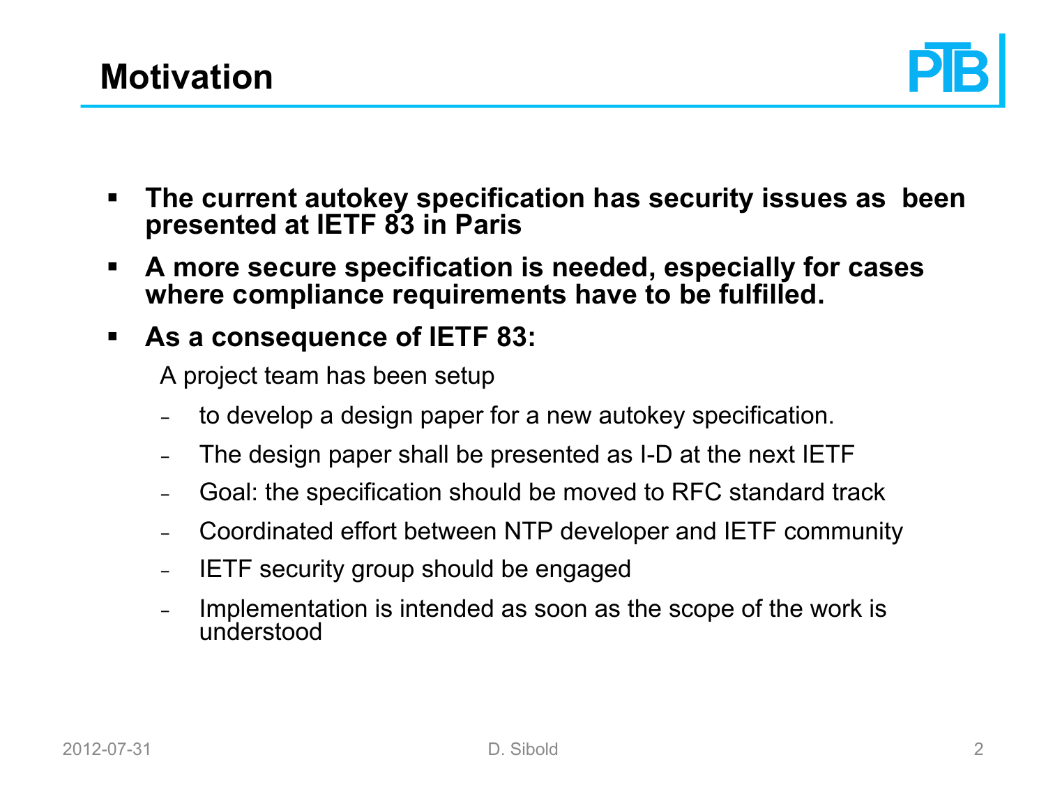# Motivation

- **The current autokey specification has security issues as been presented at IETF 83 in Paris**
- **A more secure specification is needed, especially for cases where compliance requirements have to be fulfilled.**
- **As a consequence of IETF 83:**

  A project team has been setup

  - to develop a design paper for a new autokey specification.
  - The design paper shall be presented as I-D at the next IETF
  - Goal: the specification should be moved to RFC standard track
  - Coordinated effort between NTP developer and IETF community
  - IETF security group should be engaged
  - Implementation is intended as soon as the scope of the work is understood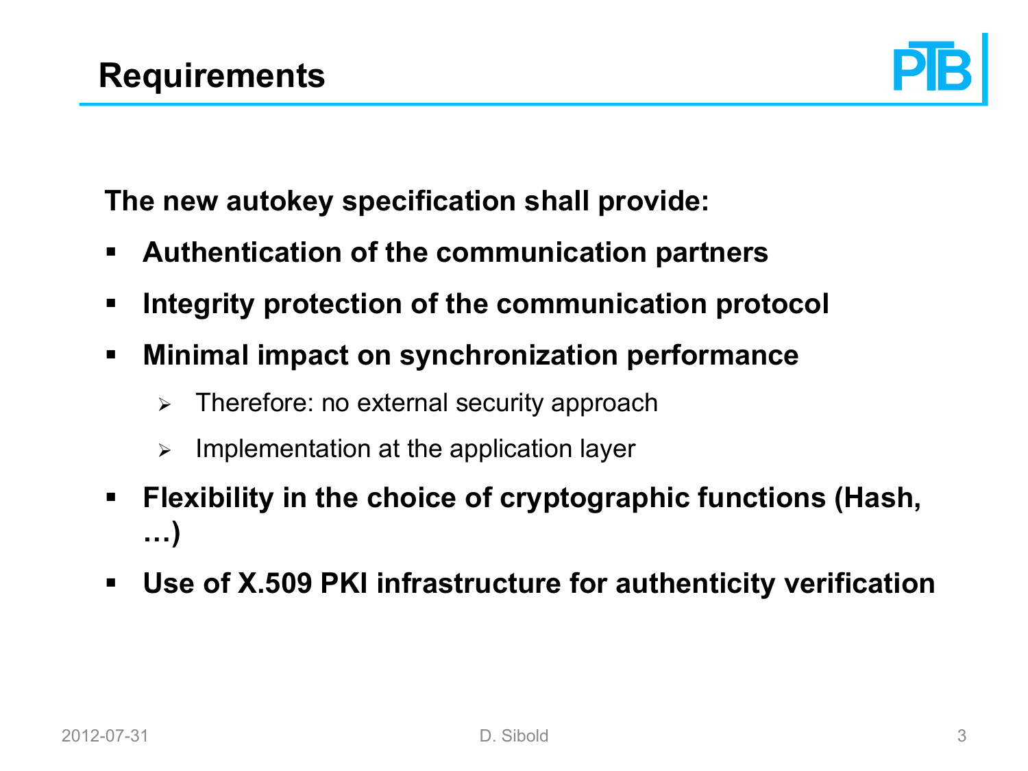# Requirements

**The new autokey specification shall provide:**

- **Authentication of the communication partners**
- **Integrity protection of the communication protocol**
- **Minimal impact on synchronization performance**
  - Therefore: no external security approach
  - Implementation at the application layer
- **Flexibility in the choice of cryptographic functions (Hash, …)**
- **Use of X.509 PKI infrastructure for authenticity verification**

2012-07-31 D. Sibold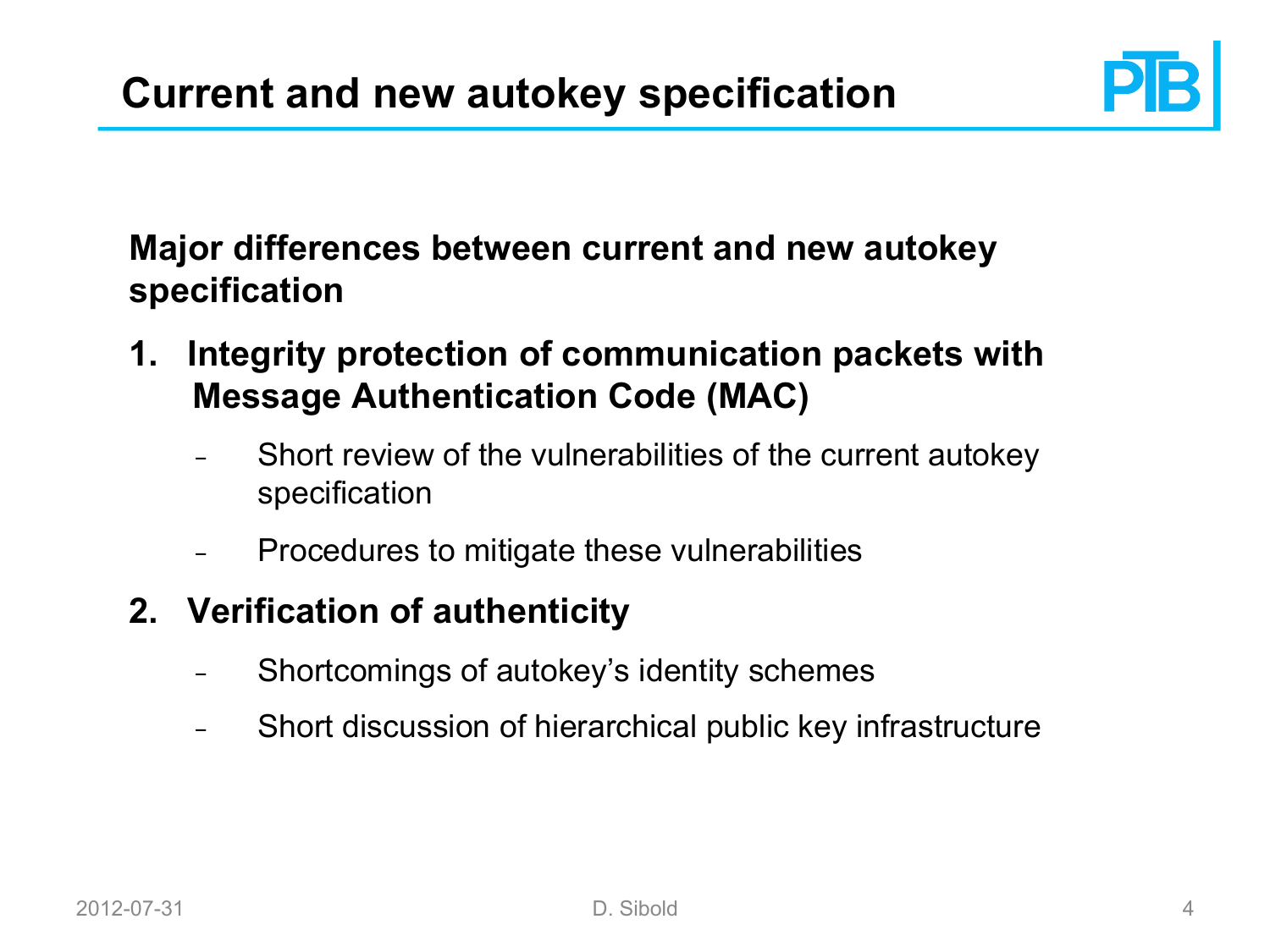# Current and new autokey specification

**Major differences between current and new autokey specification**

1. **Integrity protection of communication packets with Message Authentication Code (MAC)**
   - Short review of the vulnerabilities of the current autokey specification
   - Procedures to mitigate these vulnerabilities
2. **Verification of authenticity**
   - Shortcomings of autokey's identity schemes
   - Short discussion of hierarchical public key infrastructure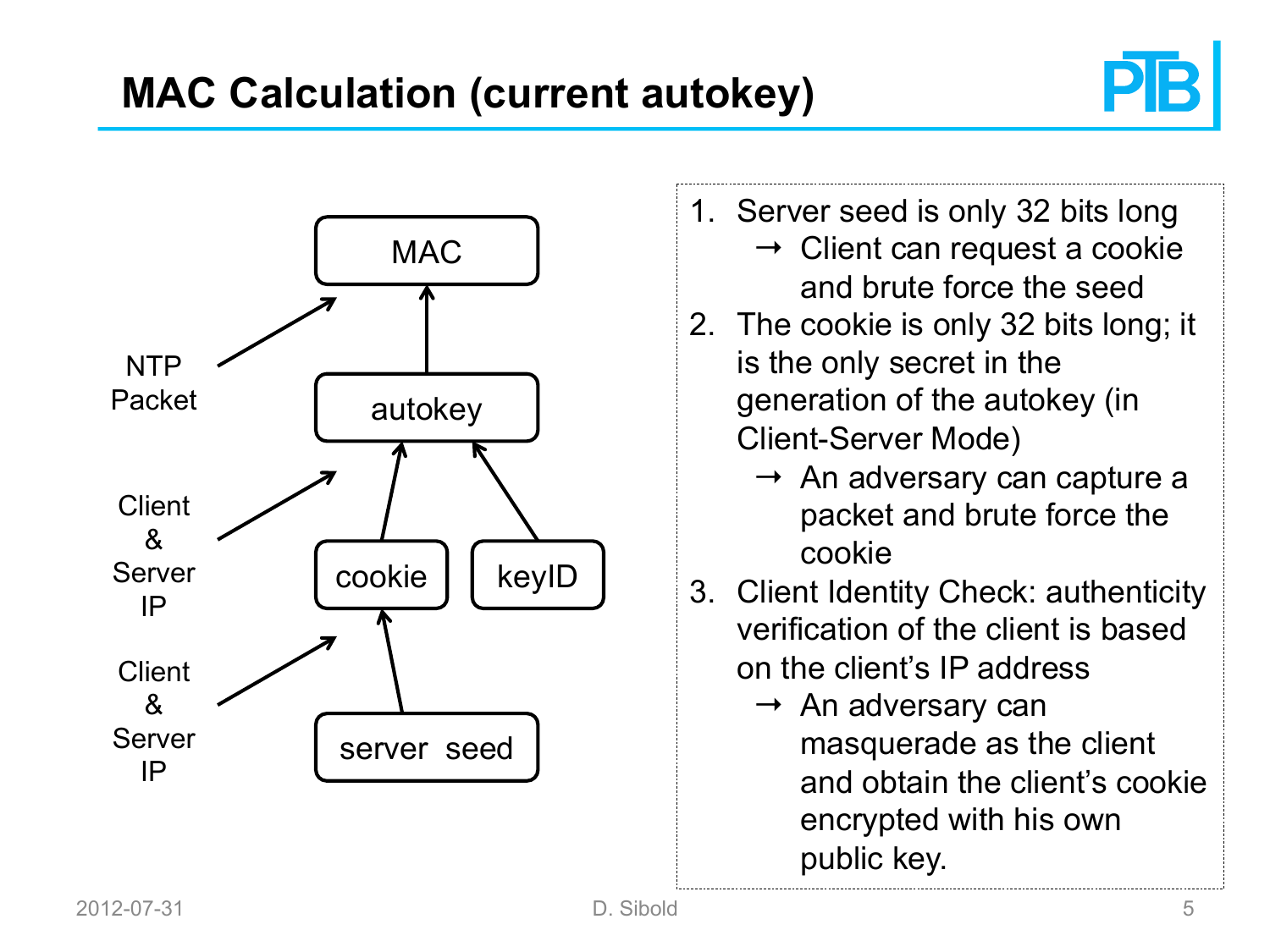# MAC Calculation (current autokey)

MAC

NTP Packet

autokey

Client & Server IP

cookie

keyID

Client & Server IP

server seed

1. Server seed is only 32 bits long
   - → Client can request a cookie and brute force the seed
2. The cookie is only 32 bits long; it is the only secret in the generation of the autokey (in Client-Server Mode)
   - → An adversary can capture a packet and brute force the cookie
3. Client Identity Check: authenticity verification of the client is based on the client's IP address
   - → An adversary can masquerade as the client and obtain the client's cookie encrypted with his own public key.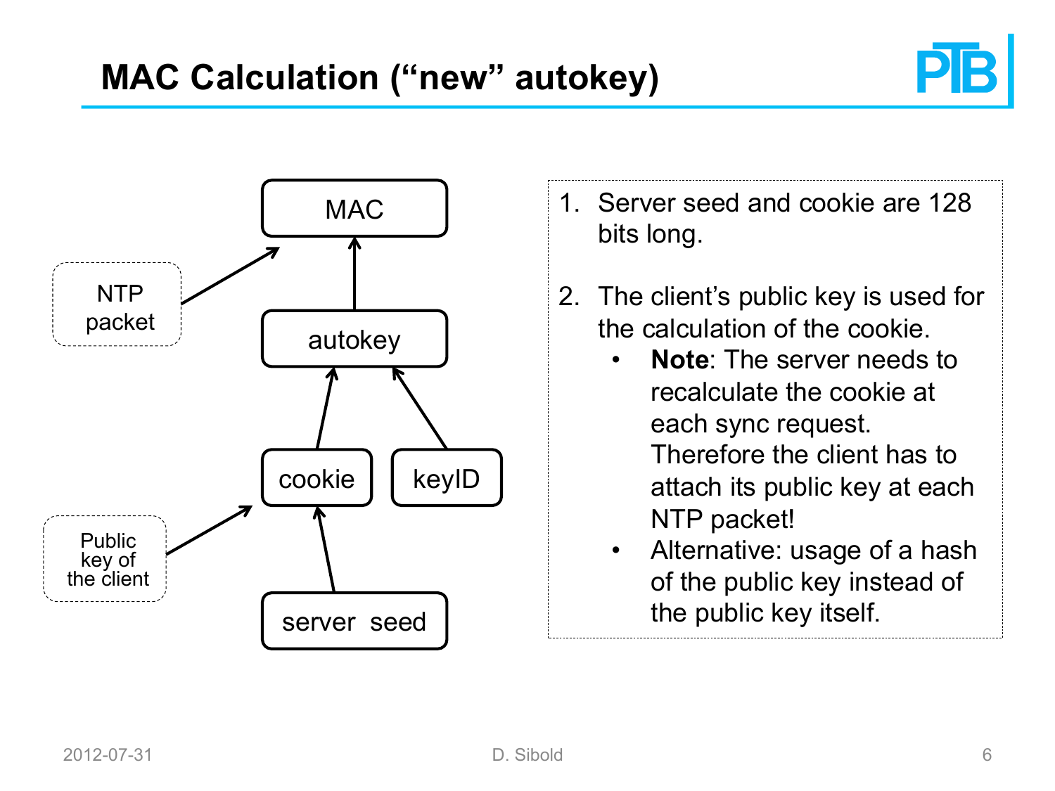# MAC Calculation ("new" autokey)

MAC

NTP packet

autokey

cookie

keyID

Public key of the client

server seed

1. Server seed and cookie are 128 bits long.

2. The client's public key is used for the calculation of the cookie.
   - **Note**: The server needs to recalculate the cookie at each sync request. Therefore the client has to attach its public key at each NTP packet!
   - Alternative: usage of a hash of the public key instead of the public key itself.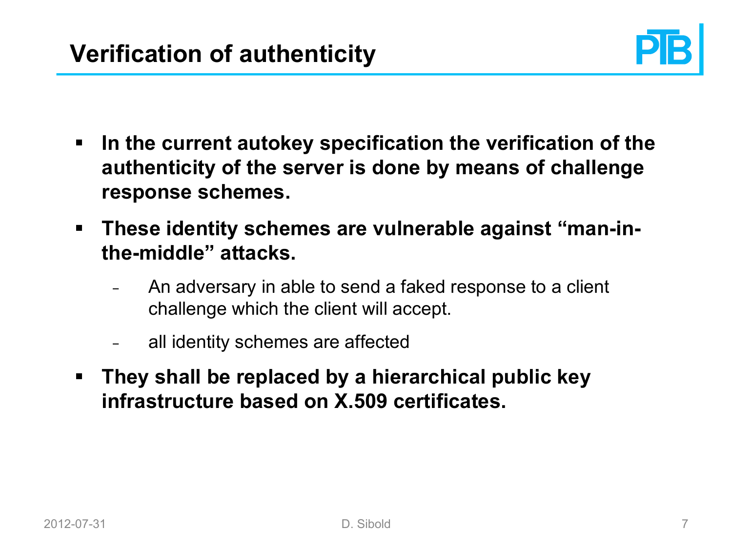# Verification of authenticity

- **In the current autokey specification the verification of the authenticity of the server is done by means of challenge response schemes.**
- **These identity schemes are vulnerable against "man-in-the-middle" attacks.**
  - An adversary in able to send a faked response to a client challenge which the client will accept.
  - all identity schemes are affected
- **They shall be replaced by a hierarchical public key infrastructure based on X.509 certificates.**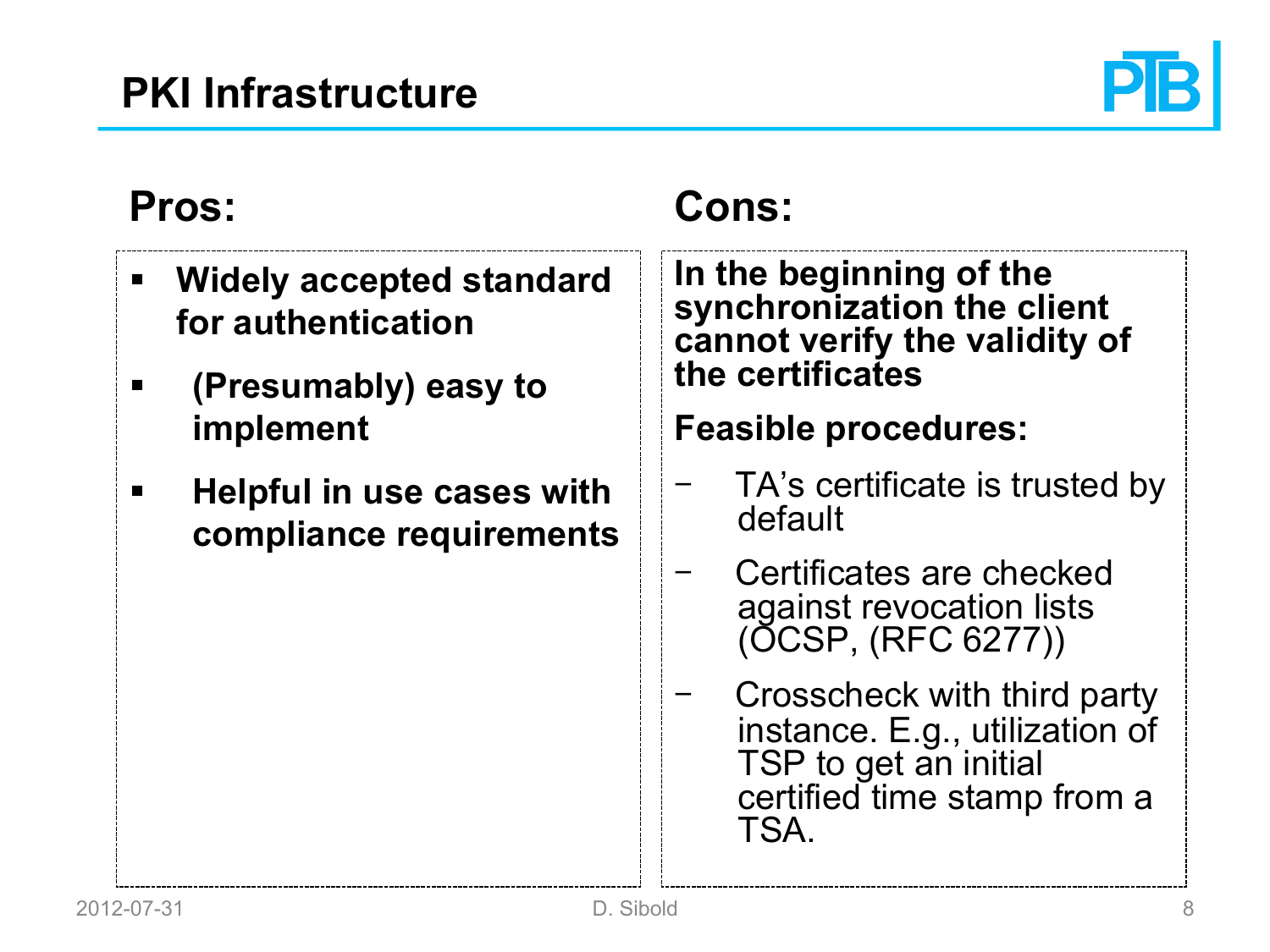# PKI Infrastructure

## Pros:

- **Widely accepted standard for authentication**
- **(Presumably) easy to implement**
- **Helpful in use cases with compliance requirements**

## Cons:

**In the beginning of the synchronization the client cannot verify the validity of the certificates**

**Feasible procedures:**

- TA's certificate is trusted by default
- Certificates are checked against revocation lists (OCSP, (RFC 6277))
- Crosscheck with third party instance. E.g., utilization of TSP to get an initial certified time stamp from a TSA.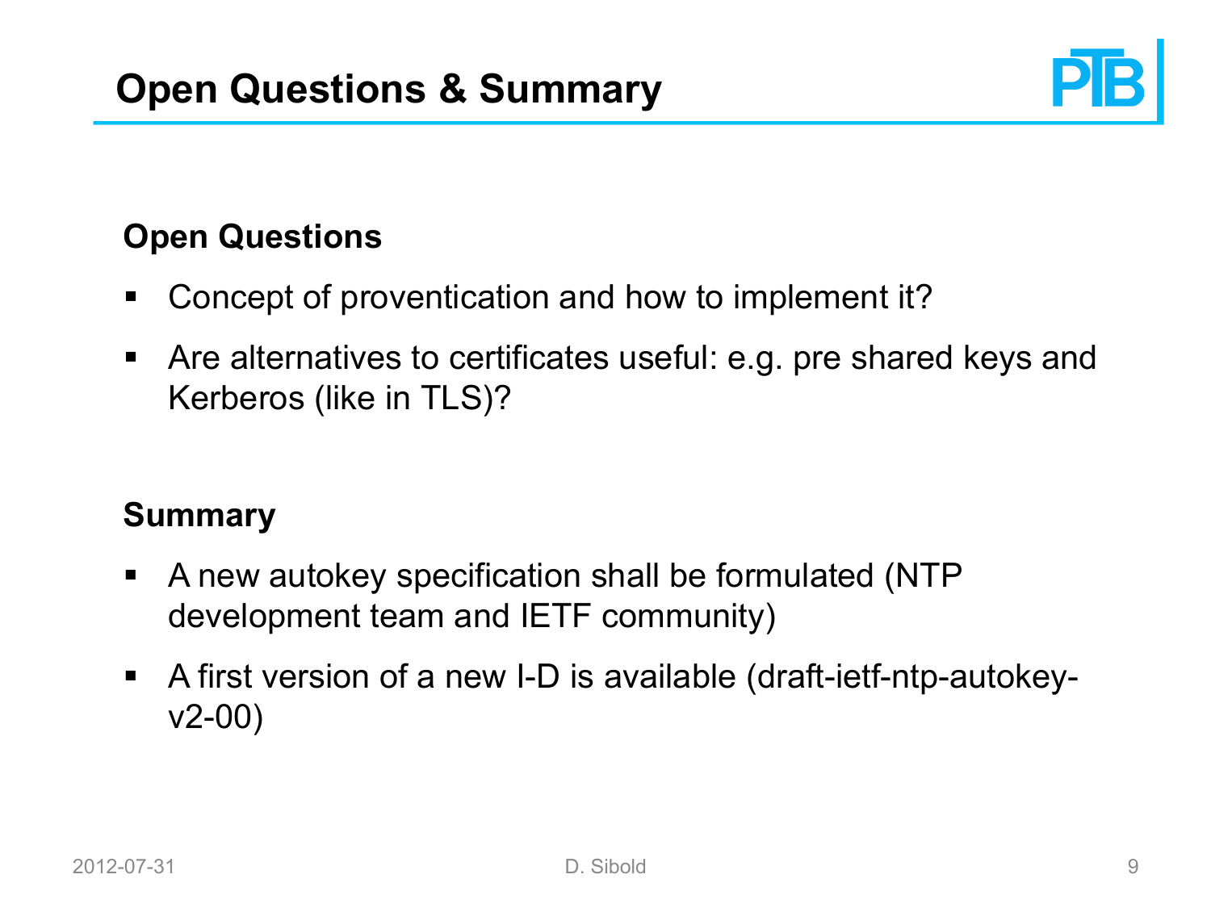# Open Questions & Summary

## Open Questions

- Concept of proventication and how to implement it?
- Are alternatives to certificates useful: e.g. pre shared keys and Kerberos (like in TLS)?

## Summary

- A new autokey specification shall be formulated (NTP development team and IETF community)
- A first version of a new I-D is available (draft-ietf-ntp-autokey-v2-00)